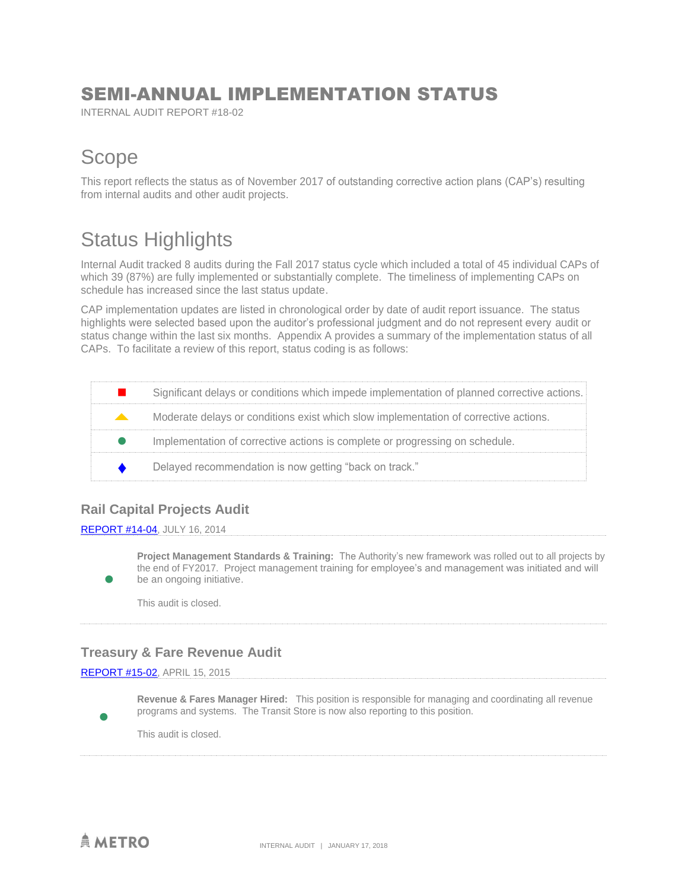# SEMI-ANNUAL IMPLEMENTATION STATUS

INTERNAL AUDIT REPORT #18-02

## Scope

This report reflects the status as of November 2017 of outstanding corrective action plans (CAP's) resulting from internal audits and other audit projects.

## Status Highlights

Internal Audit tracked 8 audits during the Fall 2017 status cycle which included a total of 45 individual CAPs of which 39 (87%) are fully implemented or substantially complete. The timeliness of implementing CAPs on schedule has increased since the last status update.

CAP implementation updates are listed in chronological order by date of audit report issuance. The status highlights were selected based upon the auditor's professional judgment and do not represent every audit or status change within the last six months. Appendix A provides a summary of the implementation status of all CAPs. To facilitate a review of this report, status coding is as follows:

| | |
|---|---|
| ■ | Significant delays or conditions which impede implementation of planned corrective actions. |
| ▲ | Moderate delays or conditions exist which slow implementation of corrective actions. |
| ● | Implementation of corrective actions is complete or progressing on schedule. |
| ♦ | Delayed recommendation is now getting "back on track." |

### Rail Capital Projects Audit

REPORT #14-04, JULY 16, 2014

● **Project Management Standards & Training:** The Authority's new framework was rolled out to all projects by the end of FY2017. Project management training for employee's and management was initiated and will be an ongoing initiative.

This audit is closed.

### Treasury & Fare Revenue Audit

REPORT #15-02, APRIL 15, 2015

● **Revenue & Fares Manager Hired:** This position is responsible for managing and coordinating all revenue programs and systems. The Transit Store is now also reporting to this position.

This audit is closed.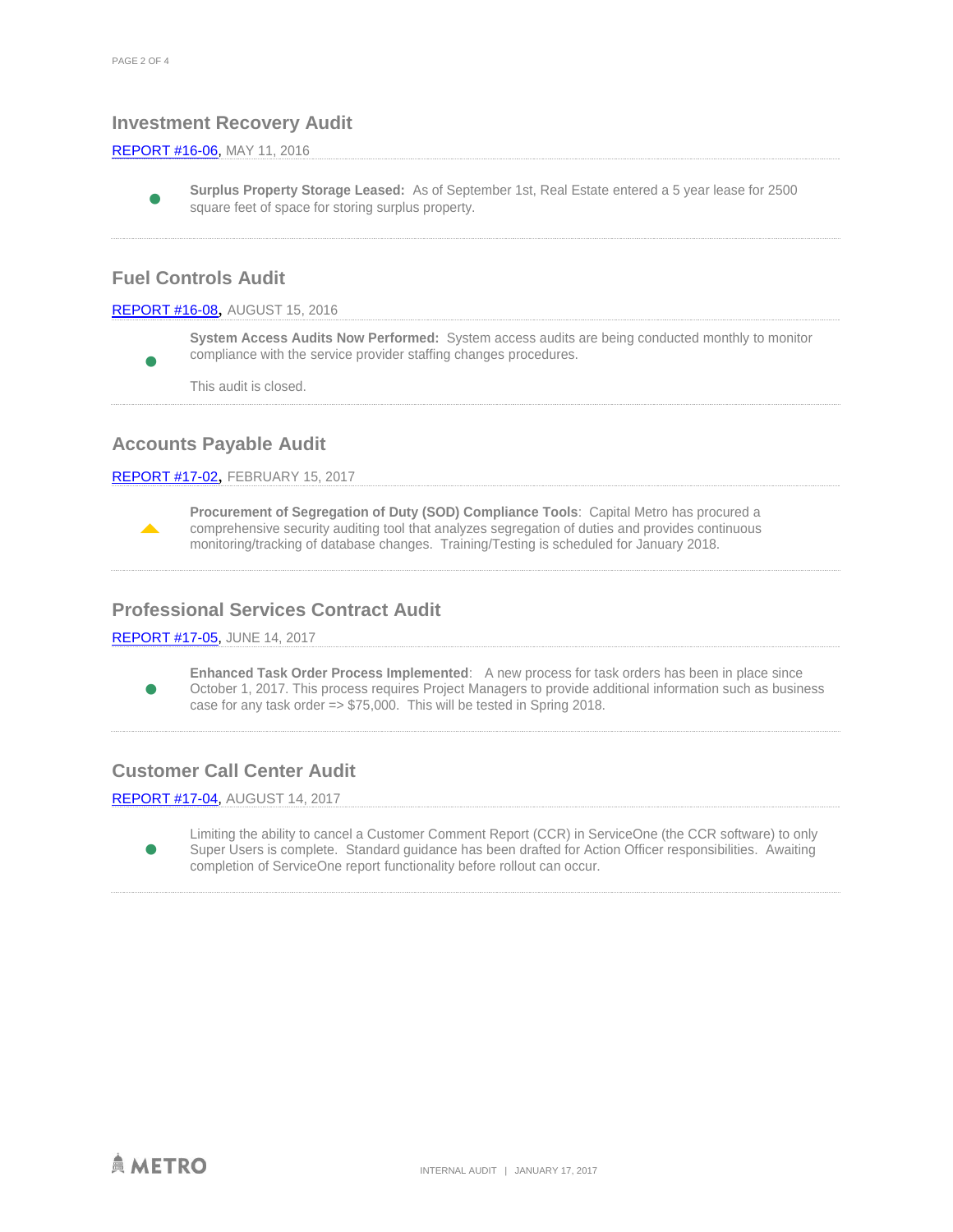## Investment Recovery Audit

REPORT #16-06, MAY 11, 2016

- **Surplus Property Storage Leased:** As of September 1st, Real Estate entered a 5 year lease for 2500 square feet of space for storing surplus property.

## Fuel Controls Audit

REPORT #16-08, AUGUST 15, 2016

- **System Access Audits Now Performed:** System access audits are being conducted monthly to monitor compliance with the service provider staffing changes procedures.

  This audit is closed.

## Accounts Payable Audit

REPORT #17-02, FEBRUARY 15, 2017

- **Procurement of Segregation of Duty (SOD) Compliance Tools**: Capital Metro has procured a comprehensive security auditing tool that analyzes segregation of duties and provides continuous monitoring/tracking of database changes. Training/Testing is scheduled for January 2018.

## Professional Services Contract Audit

REPORT #17-05, JUNE 14, 2017

- **Enhanced Task Order Process Implemented**: A new process for task orders has been in place since October 1, 2017. This process requires Project Managers to provide additional information such as business case for any task order => $75,000. This will be tested in Spring 2018.

## Customer Call Center Audit

REPORT #17-04, AUGUST 14, 2017

- Limiting the ability to cancel a Customer Comment Report (CCR) in ServiceOne (the CCR software) to only Super Users is complete. Standard guidance has been drafted for Action Officer responsibilities. Awaiting completion of ServiceOne report functionality before rollout can occur.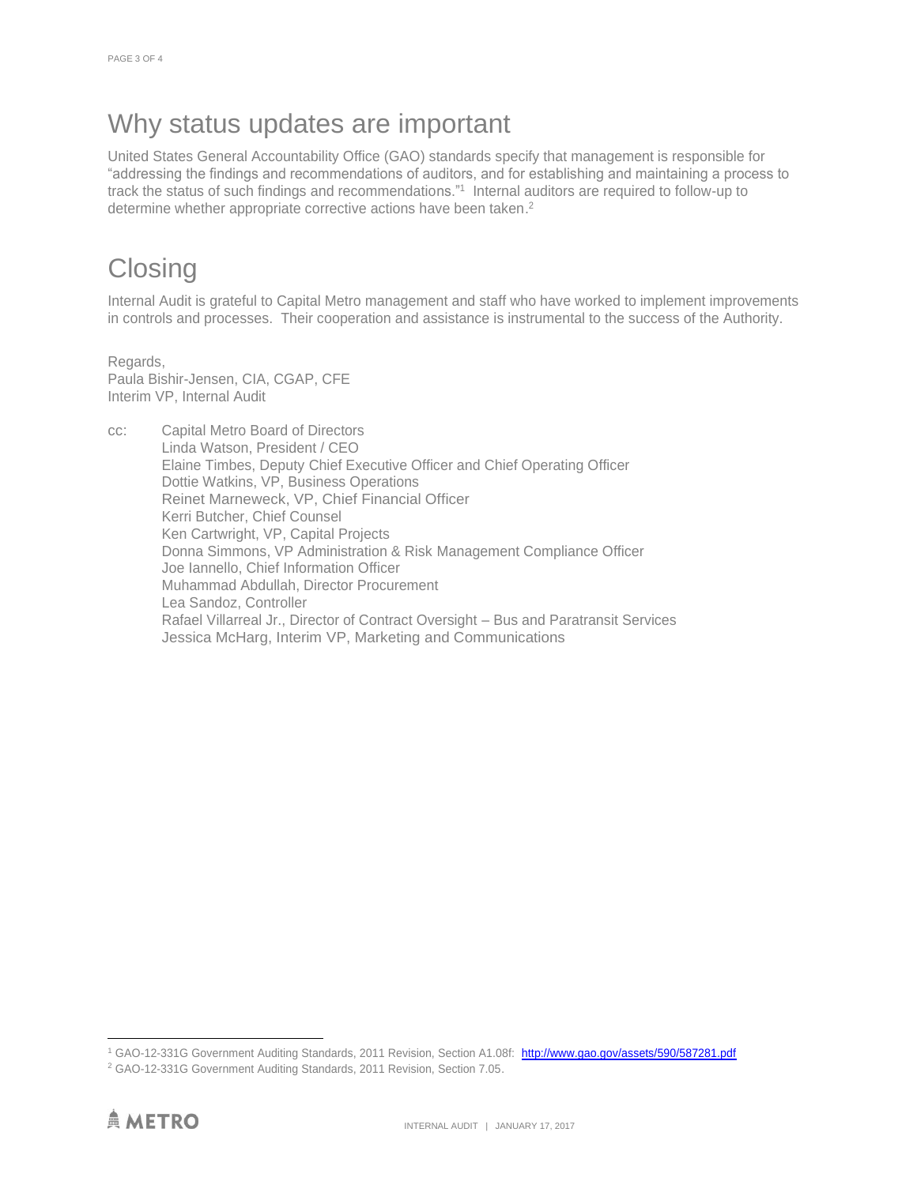## Why status updates are important

United States General Accountability Office (GAO) standards specify that management is responsible for "addressing the findings and recommendations of auditors, and for establishing and maintaining a process to track the status of such findings and recommendations."[1] Internal auditors are required to follow-up to determine whether appropriate corrective actions have been taken.[2]

## Closing

Internal Audit is grateful to Capital Metro management and staff who have worked to implement improvements in controls and processes. Their cooperation and assistance is instrumental to the success of the Authority.

Regards,
Paula Bishir-Jensen, CIA, CGAP, CFE
Interim VP, Internal Audit

cc: Capital Metro Board of Directors
Linda Watson, President / CEO
Elaine Timbes, Deputy Chief Executive Officer and Chief Operating Officer
Dottie Watkins, VP, Business Operations
Reinet Marneweck, VP, Chief Financial Officer
Kerri Butcher, Chief Counsel
Ken Cartwright, VP, Capital Projects
Donna Simmons, VP Administration & Risk Management Compliance Officer
Joe Iannello, Chief Information Officer
Muhammad Abdullah, Director Procurement
Lea Sandoz, Controller
Rafael Villarreal Jr., Director of Contract Oversight – Bus and Paratransit Services
Jessica McHarg, Interim VP, Marketing and Communications

---

[1] GAO-12-331G Government Auditing Standards, 2011 Revision, Section A1.08f: http://www.gao.gov/assets/590/587281.pdf

[2] GAO-12-331G Government Auditing Standards, 2011 Revision, Section 7.05.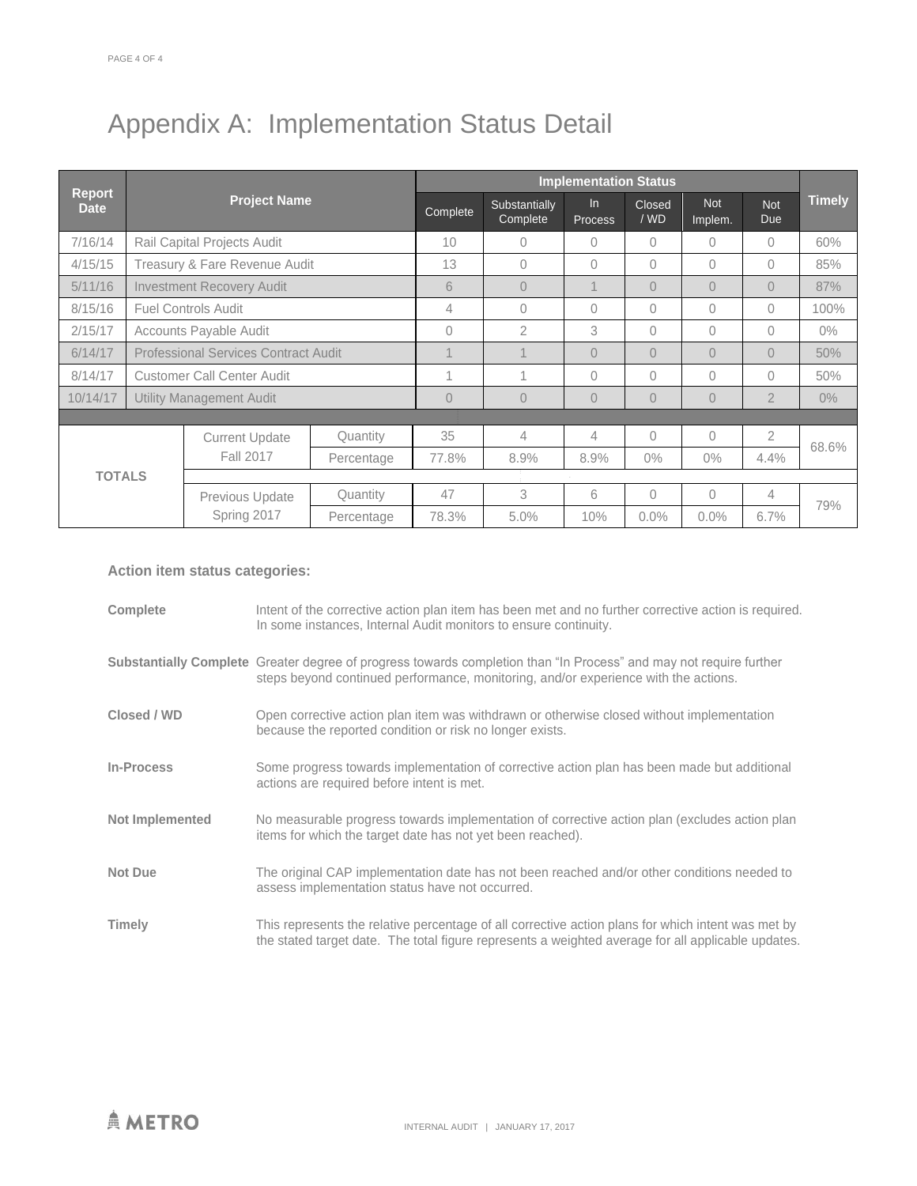# Appendix A: Implementation Status Detail

| Report Date | Project Name | | Implementation Status | | | | | | Timely |
|---|---|---|---|---|---|---|---|---|---|
| | | | Complete | Substantially Complete | In Process | Closed / WD | Not Implem. | Not Due | |
| 7/16/14 | Rail Capital Projects Audit | | 10 | 0 | 0 | 0 | 0 | 0 | 60% |
| 4/15/15 | Treasury & Fare Revenue Audit | | 13 | 0 | 0 | 0 | 0 | 0 | 85% |
| 5/11/16 | Investment Recovery Audit | | 6 | 0 | 1 | 0 | 0 | 0 | 87% |
| 8/15/16 | Fuel Controls Audit | | 4 | 0 | 0 | 0 | 0 | 0 | 100% |
| 2/15/17 | Accounts Payable Audit | | 0 | 2 | 3 | 0 | 0 | 0 | 0% |
| 6/14/17 | Professional Services Contract Audit | | 1 | 1 | 0 | 0 | 0 | 0 | 50% |
| 8/14/17 | Customer Call Center Audit | | 1 | 1 | 0 | 0 | 0 | 0 | 50% |
| 10/14/17 | Utility Management Audit | | 0 | 0 | 0 | 0 | 0 | 2 | 0% |
| TOTALS | Current Update Fall 2017 | Quantity | 35 | 4 | 4 | 0 | 0 | 2 | 68.6% |
| | | Percentage | 77.8% | 8.9% | 8.9% | 0% | 0% | 4.4% | |
| | Previous Update Spring 2017 | Quantity | 47 | 3 | 6 | 0 | 0 | 4 | 79% |
| | | Percentage | 78.3% | 5.0% | 10% | 0.0% | 0.0% | 6.7% | |

### Action item status categories:

**Complete** Intent of the corrective action plan item has been met and no further corrective action is required. In some instances, Internal Audit monitors to ensure continuity.

**Substantially Complete** Greater degree of progress towards completion than "In Process" and may not require further steps beyond continued performance, monitoring, and/or experience with the actions.

**Closed / WD** Open corrective action plan item was withdrawn or otherwise closed without implementation because the reported condition or risk no longer exists.

**In-Process** Some progress towards implementation of corrective action plan has been made but additional actions are required before intent is met.

**Not Implemented** No measurable progress towards implementation of corrective action plan (excludes action plan items for which the target date has not yet been reached).

**Not Due** The original CAP implementation date has not been reached and/or other conditions needed to assess implementation status have not occurred.

**Timely** This represents the relative percentage of all corrective action plans for which intent was met by the stated target date. The total figure represents a weighted average for all applicable updates.